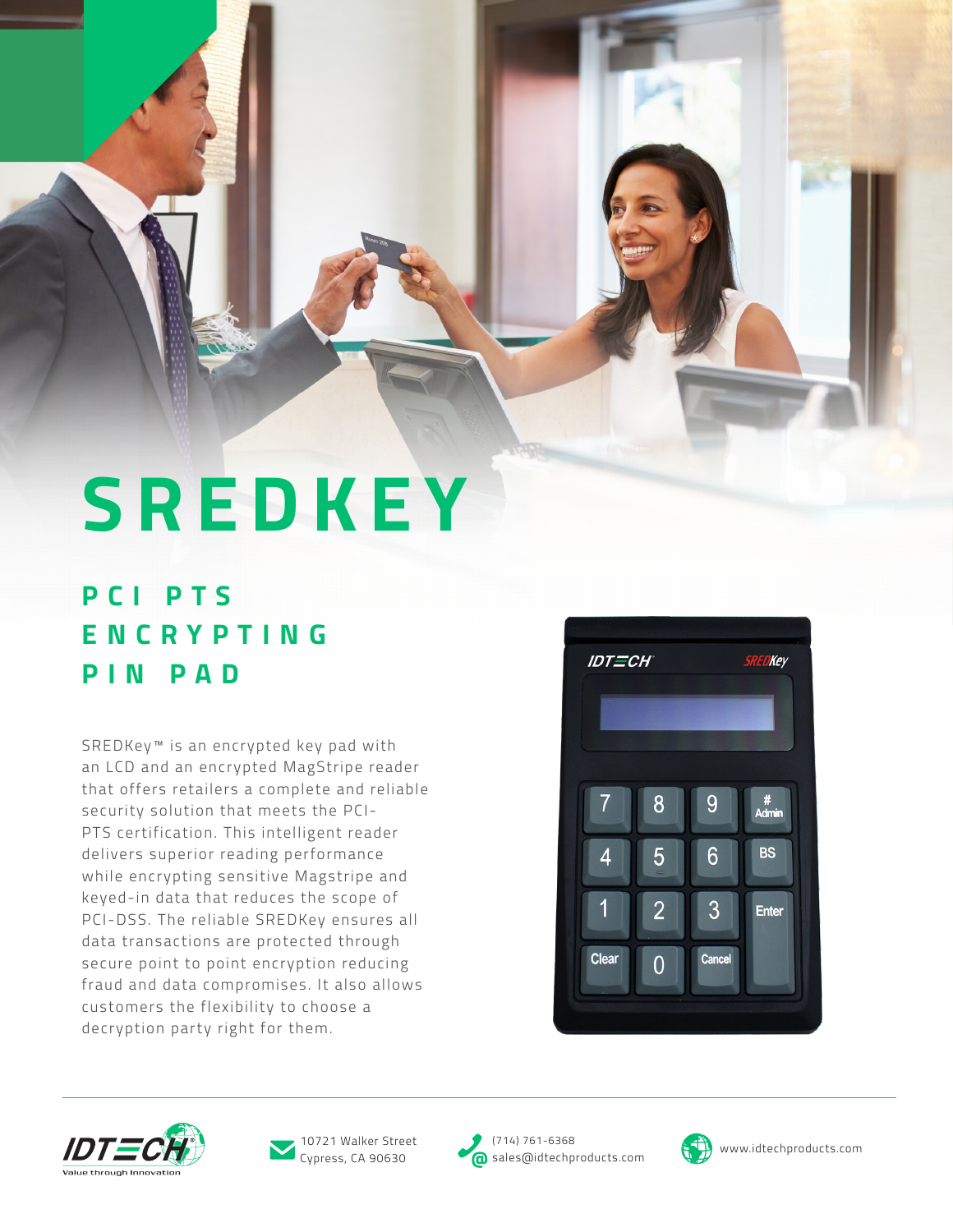# SREDKEY

## PCI PTS ENCRYPTING PIN PAD

SREDKey™ is an encrypted key pad with an LCD and an encrypted MagStripe reader that offers retailers a complete and reliable security solution that meets the PCI-PTS certification. This intelligent reader delivers superior reading performance while encrypting sensitive Magstripe and keyed-in data that reduces the scope of PCI-DSS. The reliable SREDKey ensures all data transactions are protected through secure point to point encryption reducing fraud and data compromises. It also allows customers the flexibility to choose a decryption party right for them.

IDTECH Value through Innovation

10721 Walker Street
Cypress, CA 90630

(714) 761-6368
sales@idtechproducts.com

www.idtechproducts.com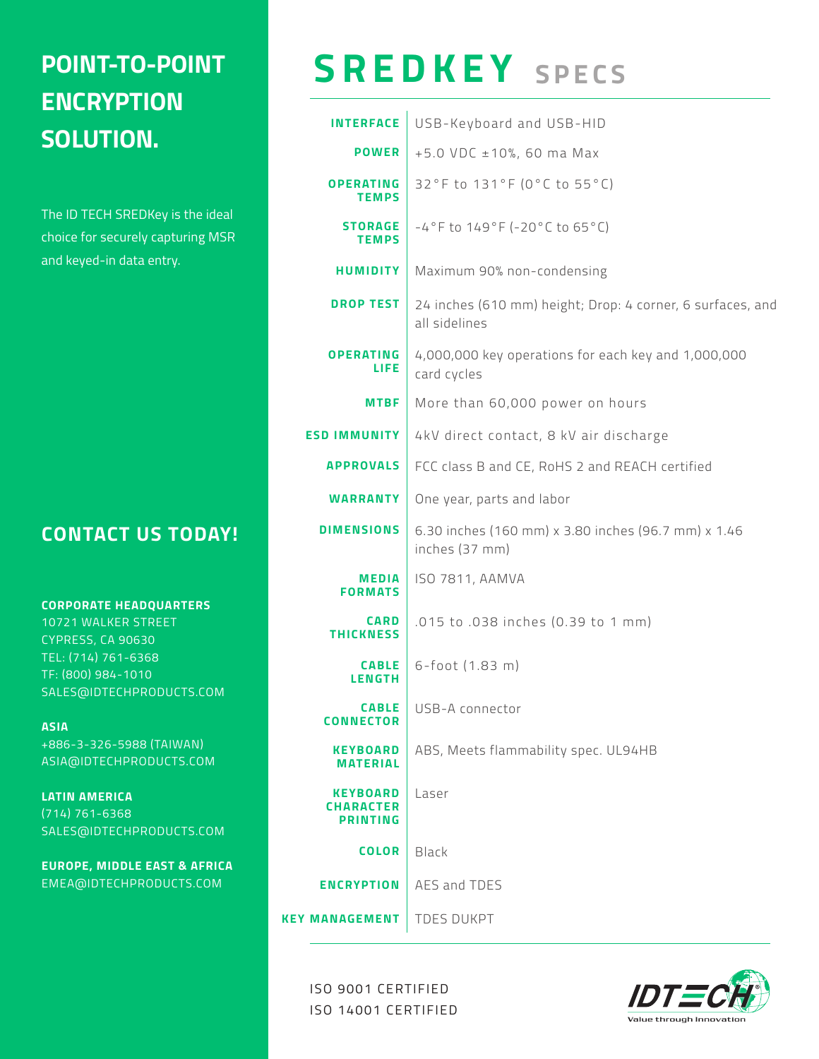# POINT-TO-POINT ENCRYPTION SOLUTION.

The ID TECH SREDKey is the ideal choice for securely capturing MSR and keyed-in data entry.

## CONTACT US TODAY!

**CORPORATE HEADQUARTERS**
10721 WALKER STREET
CYPRESS, CA 90630
TEL: (714) 761-6368
TF: (800) 984-1010
SALES@IDTECHPRODUCTS.COM

**ASIA**
+886-3-326-5988 (TAIWAN)
ASIA@IDTECHPRODUCTS.COM

**LATIN AMERICA**
(714) 761-6368
SALES@IDTECHPRODUCTS.COM

**EUROPE, MIDDLE EAST & AFRICA**
EMEA@IDTECHPRODUCTS.COM

# SREDKEY SPECS

| | |
|---|---|
| **INTERFACE** | USB-Keyboard and USB-HID |
| **POWER** | +5.0 VDC ±10%, 60 ma Max |
| **OPERATING TEMPS** | 32°F to 131°F (0°C to 55°C) |
| **STORAGE TEMPS** | -4°F to 149°F (-20°C to 65°C) |
| **HUMIDITY** | Maximum 90% non-condensing |
| **DROP TEST** | 24 inches (610 mm) height; Drop: 4 corner, 6 surfaces, and all sidelines |
| **OPERATING LIFE** | 4,000,000 key operations for each key and 1,000,000 card cycles |
| **MTBF** | More than 60,000 power on hours |
| **ESD IMMUNITY** | 4kV direct contact, 8 kV air discharge |
| **APPROVALS** | FCC class B and CE, RoHS 2 and REACH certified |
| **WARRANTY** | One year, parts and labor |
| **DIMENSIONS** | 6.30 inches (160 mm) x 3.80 inches (96.7 mm) x 1.46 inches (37 mm) |
| **MEDIA FORMATS** | ISO 7811, AAMVA |
| **CARD THICKNESS** | .015 to .038 inches (0.39 to 1 mm) |
| **CABLE LENGTH** | 6-foot (1.83 m) |
| **CABLE CONNECTOR** | USB-A connector |
| **KEYBOARD MATERIAL** | ABS, Meets flammability spec. UL94HB |
| **KEYBOARD CHARACTER PRINTING** | Laser |
| **COLOR** | Black |
| **ENCRYPTION** | AES and TDES |
| **KEY MANAGEMENT** | TDES DUKPT |

ISO 9001 CERTIFIED
ISO 14001 CERTIFIED

IDTECH
Value through Innovation